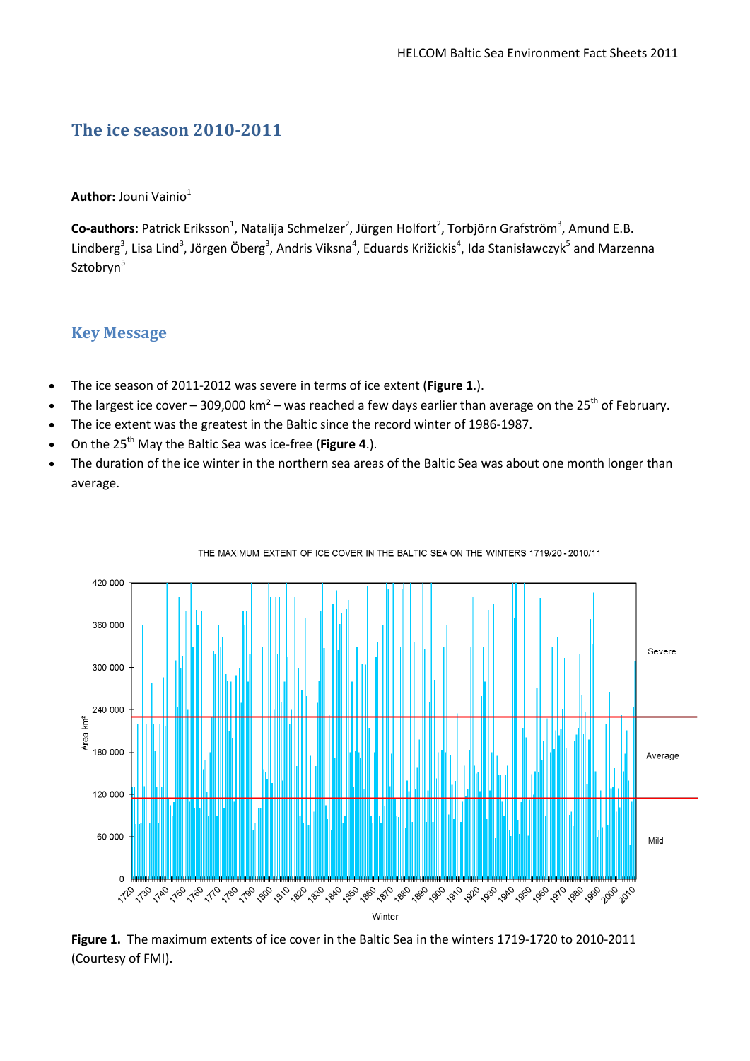# The ice season 2010-2011

**Author:** Jouni Vainio[1]

**Co-authors:** Patrick Eriksson[1], Natalija Schmelzer[2], Jürgen Holfort[2], Torbjörn Grafström[3], Amund E.B. Lindberg[3], Lisa Lind[3], Jörgen Öberg[3], Andris Viksna[4], Eduards Križickis[4], Ida Stanisławczyk[5] and Marzenna Sztobryn[5]

## Key Message

- The ice season of 2011-2012 was severe in terms of ice extent (**Figure 1**.).
- The largest ice cover – 309,000 km² – was reached a few days earlier than average on the 25th of February.
- The ice extent was the greatest in the Baltic since the record winter of 1986-1987.
- On the 25th May the Baltic Sea was ice-free (**Figure 4**.).
- The duration of the ice winter in the northern sea areas of the Baltic Sea was about one month longer than average.

**Figure 1.** The maximum extents of ice cover in the Baltic Sea in the winters 1719-1720 to 2010-2011 (Courtesy of FMI).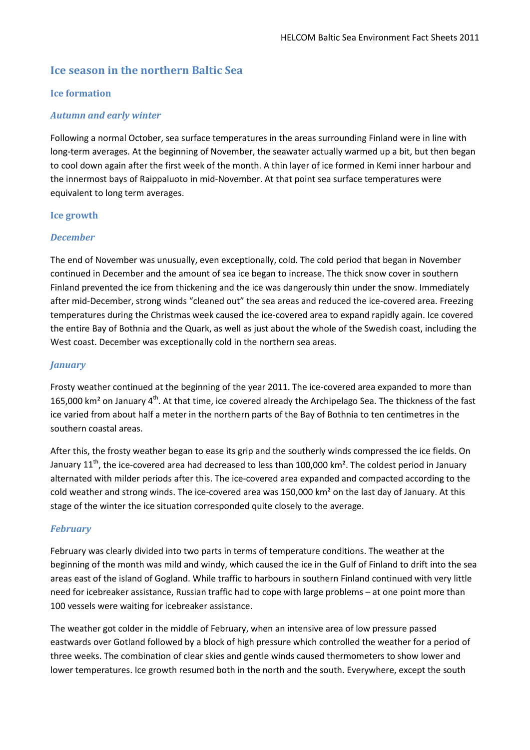## Ice season in the northern Baltic Sea

### Ice formation

#### *Autumn and early winter*

Following a normal October, sea surface temperatures in the areas surrounding Finland were in line with long-term averages. At the beginning of November, the seawater actually warmed up a bit, but then began to cool down again after the first week of the month. A thin layer of ice formed in Kemi inner harbour and the innermost bays of Raippaluoto in mid-November. At that point sea surface temperatures were equivalent to long term averages.

### Ice growth

#### *December*

The end of November was unusually, even exceptionally, cold. The cold period that began in November continued in December and the amount of sea ice began to increase. The thick snow cover in southern Finland prevented the ice from thickening and the ice was dangerously thin under the snow. Immediately after mid-December, strong winds "cleaned out" the sea areas and reduced the ice-covered area. Freezing temperatures during the Christmas week caused the ice-covered area to expand rapidly again. Ice covered the entire Bay of Bothnia and the Quark, as well as just about the whole of the Swedish coast, including the West coast. December was exceptionally cold in the northern sea areas.

#### *January*

Frosty weather continued at the beginning of the year 2011. The ice-covered area expanded to more than 165,000 km² on January 4th. At that time, ice covered already the Archipelago Sea. The thickness of the fast ice varied from about half a meter in the northern parts of the Bay of Bothnia to ten centimetres in the southern coastal areas.

After this, the frosty weather began to ease its grip and the southerly winds compressed the ice fields. On January 11th, the ice-covered area had decreased to less than 100,000 km². The coldest period in January alternated with milder periods after this. The ice-covered area expanded and compacted according to the cold weather and strong winds. The ice-covered area was 150,000 km² on the last day of January. At this stage of the winter the ice situation corresponded quite closely to the average.

#### *February*

February was clearly divided into two parts in terms of temperature conditions. The weather at the beginning of the month was mild and windy, which caused the ice in the Gulf of Finland to drift into the sea areas east of the island of Gogland. While traffic to harbours in southern Finland continued with very little need for icebreaker assistance, Russian traffic had to cope with large problems – at one point more than 100 vessels were waiting for icebreaker assistance.

The weather got colder in the middle of February, when an intensive area of low pressure passed eastwards over Gotland followed by a block of high pressure which controlled the weather for a period of three weeks. The combination of clear skies and gentle winds caused thermometers to show lower and lower temperatures. Ice growth resumed both in the north and the south. Everywhere, except the south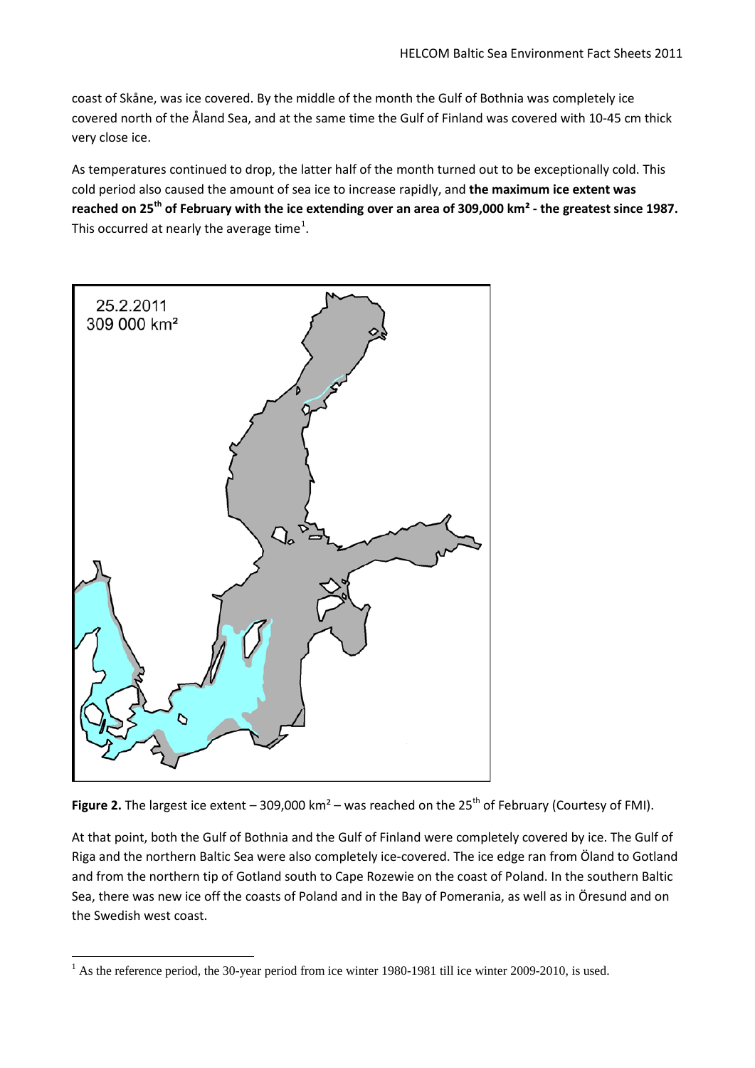coast of Skåne, was ice covered. By the middle of the month the Gulf of Bothnia was completely ice covered north of the Åland Sea, and at the same time the Gulf of Finland was covered with 10-45 cm thick very close ice.

As temperatures continued to drop, the latter half of the month turned out to be exceptionally cold. This cold period also caused the amount of sea ice to increase rapidly, and **the maximum ice extent was reached on 25th of February with the ice extending over an area of 309,000 km² - the greatest since 1987.** This occurred at nearly the average time[1].

**Figure 2.** The largest ice extent – 309,000 km² – was reached on the 25th of February (Courtesy of FMI).

At that point, both the Gulf of Bothnia and the Gulf of Finland were completely covered by ice. The Gulf of Riga and the northern Baltic Sea were also completely ice-covered. The ice edge ran from Öland to Gotland and from the northern tip of Gotland south to Cape Rozewie on the coast of Poland. In the southern Baltic Sea, there was new ice off the coasts of Poland and in the Bay of Pomerania, as well as in Öresund and on the Swedish west coast.

[1] As the reference period, the 30-year period from ice winter 1980-1981 till ice winter 2009-2010, is used.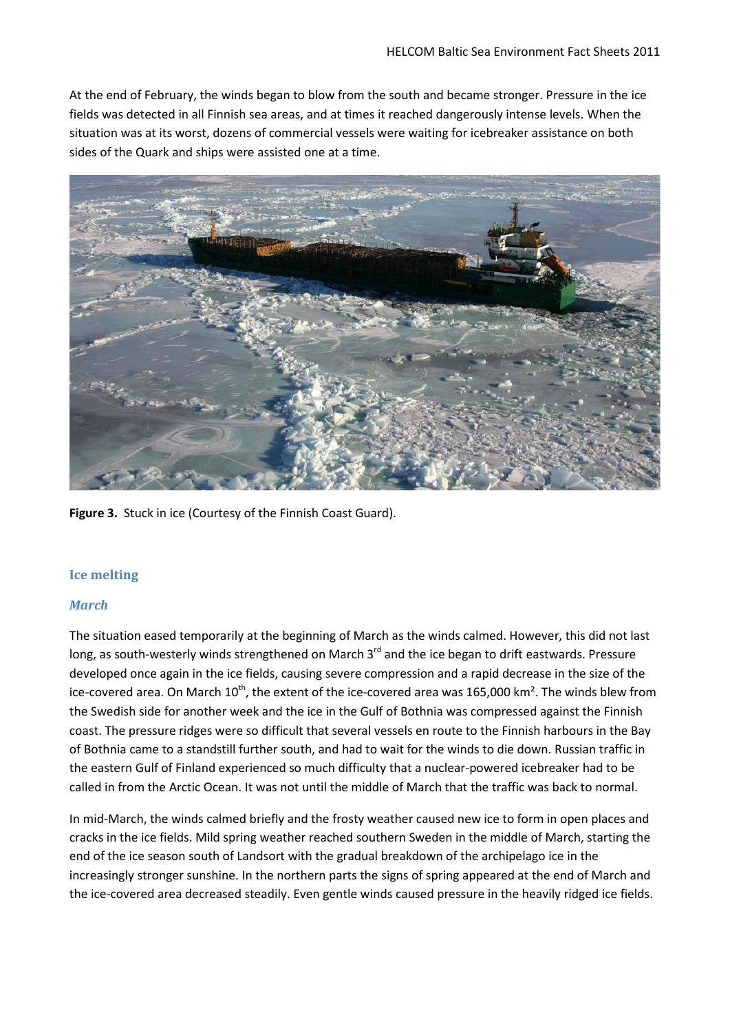At the end of February, the winds began to blow from the south and became stronger. Pressure in the ice fields was detected in all Finnish sea areas, and at times it reached dangerously intense levels. When the situation was at its worst, dozens of commercial vessels were waiting for icebreaker assistance on both sides of the Quark and ships were assisted one at a time.

**Figure 3.** Stuck in ice (Courtesy of the Finnish Coast Guard).

## Ice melting

### *March*

The situation eased temporarily at the beginning of March as the winds calmed. However, this did not last long, as south-westerly winds strengthened on March 3rd and the ice began to drift eastwards. Pressure developed once again in the ice fields, causing severe compression and a rapid decrease in the size of the ice-covered area. On March 10th, the extent of the ice-covered area was 165,000 km². The winds blew from the Swedish side for another week and the ice in the Gulf of Bothnia was compressed against the Finnish coast. The pressure ridges were so difficult that several vessels en route to the Finnish harbours in the Bay of Bothnia came to a standstill further south, and had to wait for the winds to die down. Russian traffic in the eastern Gulf of Finland experienced so much difficulty that a nuclear-powered icebreaker had to be called in from the Arctic Ocean. It was not until the middle of March that the traffic was back to normal.

In mid-March, the winds calmed briefly and the frosty weather caused new ice to form in open places and cracks in the ice fields. Mild spring weather reached southern Sweden in the middle of March, starting the end of the ice season south of Landsort with the gradual breakdown of the archipelago ice in the increasingly stronger sunshine. In the northern parts the signs of spring appeared at the end of March and the ice-covered area decreased steadily. Even gentle winds caused pressure in the heavily ridged ice fields.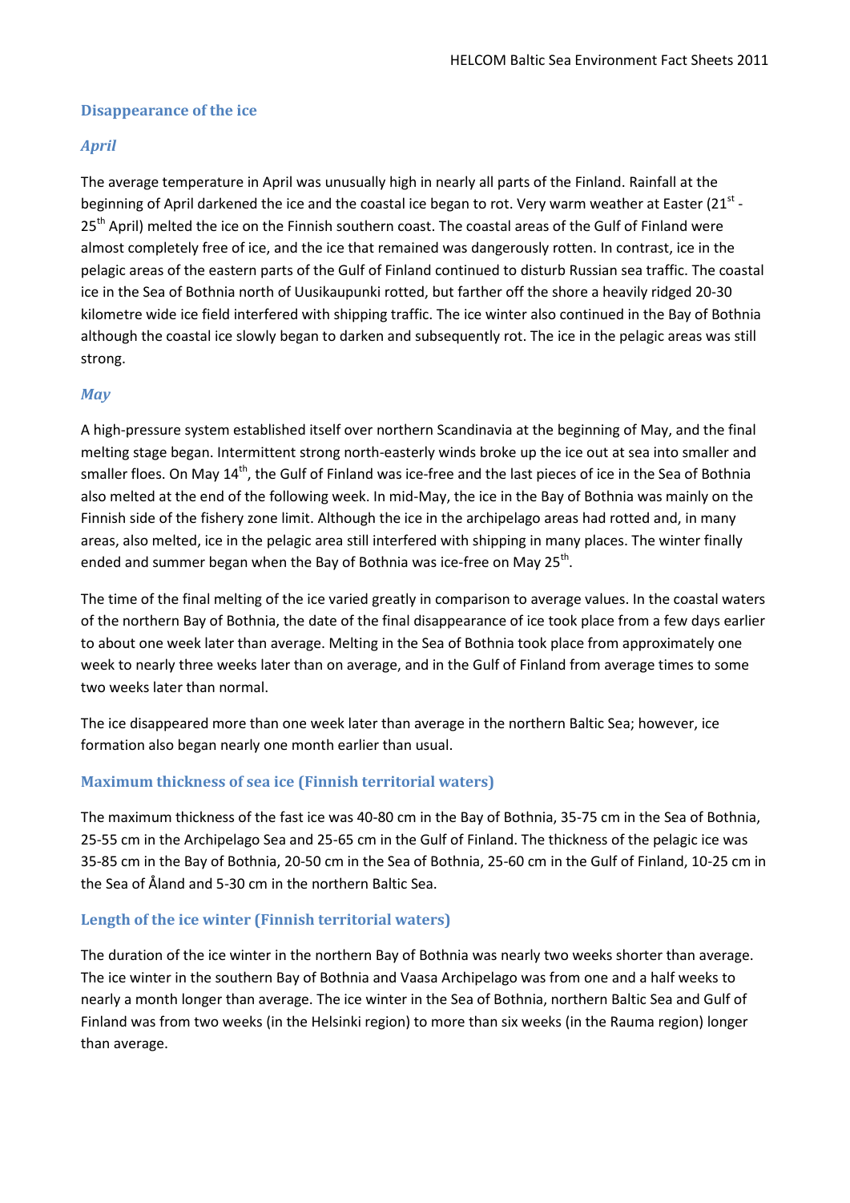## Disappearance of the ice

### *April*

The average temperature in April was unusually high in nearly all parts of the Finland. Rainfall at the beginning of April darkened the ice and the coastal ice began to rot. Very warm weather at Easter (21st - 25th April) melted the ice on the Finnish southern coast. The coastal areas of the Gulf of Finland were almost completely free of ice, and the ice that remained was dangerously rotten. In contrast, ice in the pelagic areas of the eastern parts of the Gulf of Finland continued to disturb Russian sea traffic. The coastal ice in the Sea of Bothnia north of Uusikaupunki rotted, but farther off the shore a heavily ridged 20-30 kilometre wide ice field interfered with shipping traffic. The ice winter also continued in the Bay of Bothnia although the coastal ice slowly began to darken and subsequently rot. The ice in the pelagic areas was still strong.

### *May*

A high-pressure system established itself over northern Scandinavia at the beginning of May, and the final melting stage began. Intermittent strong north-easterly winds broke up the ice out at sea into smaller and smaller floes. On May 14th, the Gulf of Finland was ice-free and the last pieces of ice in the Sea of Bothnia also melted at the end of the following week. In mid-May, the ice in the Bay of Bothnia was mainly on the Finnish side of the fishery zone limit. Although the ice in the archipelago areas had rotted and, in many areas, also melted, ice in the pelagic area still interfered with shipping in many places. The winter finally ended and summer began when the Bay of Bothnia was ice-free on May 25th.

The time of the final melting of the ice varied greatly in comparison to average values. In the coastal waters of the northern Bay of Bothnia, the date of the final disappearance of ice took place from a few days earlier to about one week later than average. Melting in the Sea of Bothnia took place from approximately one week to nearly three weeks later than on average, and in the Gulf of Finland from average times to some two weeks later than normal.

The ice disappeared more than one week later than average in the northern Baltic Sea; however, ice formation also began nearly one month earlier than usual.

## Maximum thickness of sea ice (Finnish territorial waters)

The maximum thickness of the fast ice was 40-80 cm in the Bay of Bothnia, 35-75 cm in the Sea of Bothnia, 25-55 cm in the Archipelago Sea and 25-65 cm in the Gulf of Finland. The thickness of the pelagic ice was 35-85 cm in the Bay of Bothnia, 20-50 cm in the Sea of Bothnia, 25-60 cm in the Gulf of Finland, 10-25 cm in the Sea of Åland and 5-30 cm in the northern Baltic Sea.

## Length of the ice winter (Finnish territorial waters)

The duration of the ice winter in the northern Bay of Bothnia was nearly two weeks shorter than average. The ice winter in the southern Bay of Bothnia and Vaasa Archipelago was from one and a half weeks to nearly a month longer than average. The ice winter in the Sea of Bothnia, northern Baltic Sea and Gulf of Finland was from two weeks (in the Helsinki region) to more than six weeks (in the Rauma region) longer than average.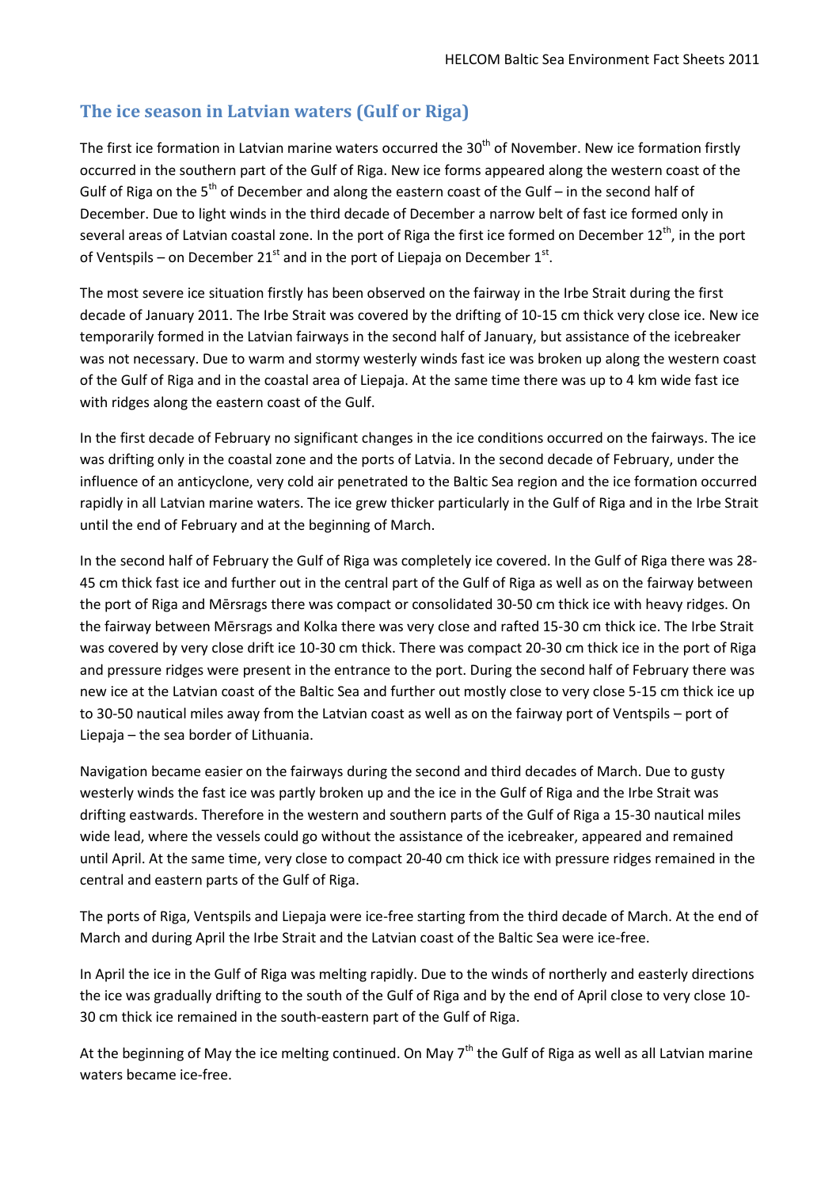## The ice season in Latvian waters (Gulf or Riga)

The first ice formation in Latvian marine waters occurred the 30th of November. New ice formation firstly occurred in the southern part of the Gulf of Riga. New ice forms appeared along the western coast of the Gulf of Riga on the 5th of December and along the eastern coast of the Gulf – in the second half of December. Due to light winds in the third decade of December a narrow belt of fast ice formed only in several areas of Latvian coastal zone. In the port of Riga the first ice formed on December 12th, in the port of Ventspils – on December 21st and in the port of Liepaja on December 1st.

The most severe ice situation firstly has been observed on the fairway in the Irbe Strait during the first decade of January 2011. The Irbe Strait was covered by the drifting of 10-15 cm thick very close ice. New ice temporarily formed in the Latvian fairways in the second half of January, but assistance of the icebreaker was not necessary. Due to warm and stormy westerly winds fast ice was broken up along the western coast of the Gulf of Riga and in the coastal area of Liepaja. At the same time there was up to 4 km wide fast ice with ridges along the eastern coast of the Gulf.

In the first decade of February no significant changes in the ice conditions occurred on the fairways. The ice was drifting only in the coastal zone and the ports of Latvia. In the second decade of February, under the influence of an anticyclone, very cold air penetrated to the Baltic Sea region and the ice formation occurred rapidly in all Latvian marine waters. The ice grew thicker particularly in the Gulf of Riga and in the Irbe Strait until the end of February and at the beginning of March.

In the second half of February the Gulf of Riga was completely ice covered. In the Gulf of Riga there was 28-45 cm thick fast ice and further out in the central part of the Gulf of Riga as well as on the fairway between the port of Riga and Mērsrags there was compact or consolidated 30-50 cm thick ice with heavy ridges. On the fairway between Mērsrags and Kolka there was very close and rafted 15-30 cm thick ice. The Irbe Strait was covered by very close drift ice 10-30 cm thick. There was compact 20-30 cm thick ice in the port of Riga and pressure ridges were present in the entrance to the port. During the second half of February there was new ice at the Latvian coast of the Baltic Sea and further out mostly close to very close 5-15 cm thick ice up to 30-50 nautical miles away from the Latvian coast as well as on the fairway port of Ventspils – port of Liepaja – the sea border of Lithuania.

Navigation became easier on the fairways during the second and third decades of March. Due to gusty westerly winds the fast ice was partly broken up and the ice in the Gulf of Riga and the Irbe Strait was drifting eastwards. Therefore in the western and southern parts of the Gulf of Riga a 15-30 nautical miles wide lead, where the vessels could go without the assistance of the icebreaker, appeared and remained until April. At the same time, very close to compact 20-40 cm thick ice with pressure ridges remained in the central and eastern parts of the Gulf of Riga.

The ports of Riga, Ventspils and Liepaja were ice-free starting from the third decade of March. At the end of March and during April the Irbe Strait and the Latvian coast of the Baltic Sea were ice-free.

In April the ice in the Gulf of Riga was melting rapidly. Due to the winds of northerly and easterly directions the ice was gradually drifting to the south of the Gulf of Riga and by the end of April close to very close 10-30 cm thick ice remained in the south-eastern part of the Gulf of Riga.

At the beginning of May the ice melting continued. On May 7th the Gulf of Riga as well as all Latvian marine waters became ice-free.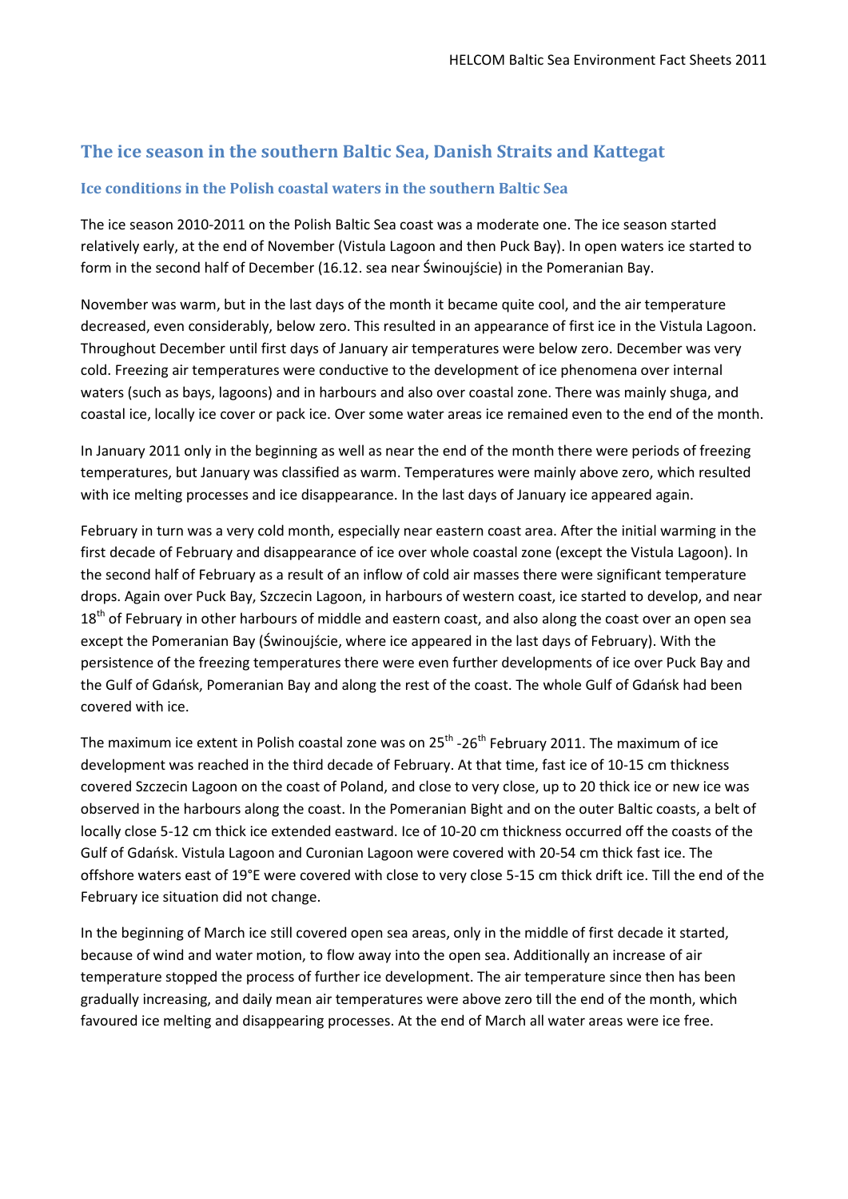## The ice season in the southern Baltic Sea, Danish Straits and Kattegat

### Ice conditions in the Polish coastal waters in the southern Baltic Sea

The ice season 2010-2011 on the Polish Baltic Sea coast was a moderate one. The ice season started relatively early, at the end of November (Vistula Lagoon and then Puck Bay). In open waters ice started to form in the second half of December (16.12. sea near Świnoujście) in the Pomeranian Bay.

November was warm, but in the last days of the month it became quite cool, and the air temperature decreased, even considerably, below zero. This resulted in an appearance of first ice in the Vistula Lagoon. Throughout December until first days of January air temperatures were below zero. December was very cold. Freezing air temperatures were conductive to the development of ice phenomena over internal waters (such as bays, lagoons) and in harbours and also over coastal zone. There was mainly shuga, and coastal ice, locally ice cover or pack ice. Over some water areas ice remained even to the end of the month.

In January 2011 only in the beginning as well as near the end of the month there were periods of freezing temperatures, but January was classified as warm. Temperatures were mainly above zero, which resulted with ice melting processes and ice disappearance. In the last days of January ice appeared again.

February in turn was a very cold month, especially near eastern coast area. After the initial warming in the first decade of February and disappearance of ice over whole coastal zone (except the Vistula Lagoon). In the second half of February as a result of an inflow of cold air masses there were significant temperature drops. Again over Puck Bay, Szczecin Lagoon, in harbours of western coast, ice started to develop, and near 18th of February in other harbours of middle and eastern coast, and also along the coast over an open sea except the Pomeranian Bay (Świnoujście, where ice appeared in the last days of February). With the persistence of the freezing temperatures there were even further developments of ice over Puck Bay and the Gulf of Gdańsk, Pomeranian Bay and along the rest of the coast. The whole Gulf of Gdańsk had been covered with ice.

The maximum ice extent in Polish coastal zone was on 25th -26th February 2011. The maximum of ice development was reached in the third decade of February. At that time, fast ice of 10-15 cm thickness covered Szczecin Lagoon on the coast of Poland, and close to very close, up to 20 thick ice or new ice was observed in the harbours along the coast. In the Pomeranian Bight and on the outer Baltic coasts, a belt of locally close 5-12 cm thick ice extended eastward. Ice of 10-20 cm thickness occurred off the coasts of the Gulf of Gdańsk. Vistula Lagoon and Curonian Lagoon were covered with 20-54 cm thick fast ice. The offshore waters east of 19°E were covered with close to very close 5-15 cm thick drift ice. Till the end of the February ice situation did not change.

In the beginning of March ice still covered open sea areas, only in the middle of first decade it started, because of wind and water motion, to flow away into the open sea. Additionally an increase of air temperature stopped the process of further ice development. The air temperature since then has been gradually increasing, and daily mean air temperatures were above zero till the end of the month, which favoured ice melting and disappearing processes. At the end of March all water areas were ice free.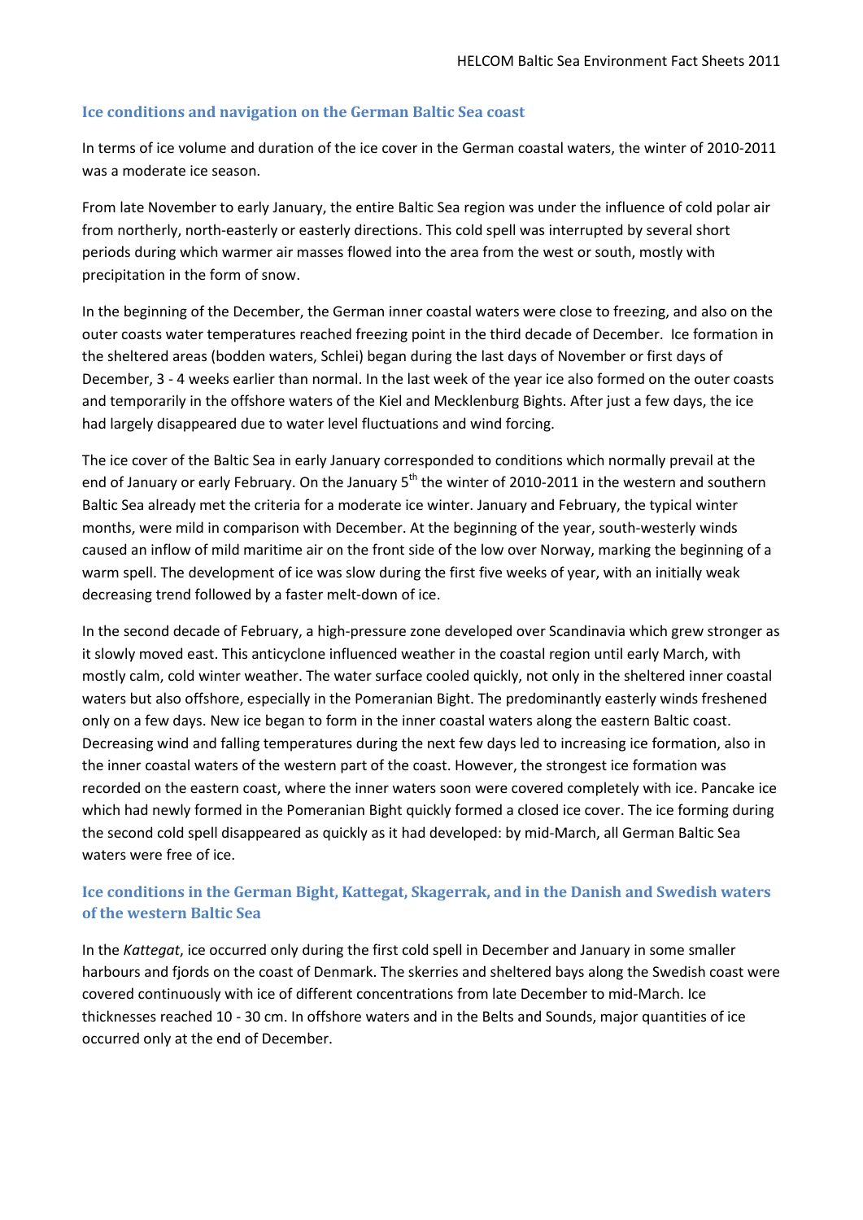## Ice conditions and navigation on the German Baltic Sea coast

In terms of ice volume and duration of the ice cover in the German coastal waters, the winter of 2010-2011 was a moderate ice season.

From late November to early January, the entire Baltic Sea region was under the influence of cold polar air from northerly, north-easterly or easterly directions. This cold spell was interrupted by several short periods during which warmer air masses flowed into the area from the west or south, mostly with precipitation in the form of snow.

In the beginning of the December, the German inner coastal waters were close to freezing, and also on the outer coasts water temperatures reached freezing point in the third decade of December. Ice formation in the sheltered areas (bodden waters, Schlei) began during the last days of November or first days of December, 3 - 4 weeks earlier than normal. In the last week of the year ice also formed on the outer coasts and temporarily in the offshore waters of the Kiel and Mecklenburg Bights. After just a few days, the ice had largely disappeared due to water level fluctuations and wind forcing.

The ice cover of the Baltic Sea in early January corresponded to conditions which normally prevail at the end of January or early February. On the January 5th the winter of 2010-2011 in the western and southern Baltic Sea already met the criteria for a moderate ice winter. January and February, the typical winter months, were mild in comparison with December. At the beginning of the year, south-westerly winds caused an inflow of mild maritime air on the front side of the low over Norway, marking the beginning of a warm spell. The development of ice was slow during the first five weeks of year, with an initially weak decreasing trend followed by a faster melt-down of ice.

In the second decade of February, a high-pressure zone developed over Scandinavia which grew stronger as it slowly moved east. This anticyclone influenced weather in the coastal region until early March, with mostly calm, cold winter weather. The water surface cooled quickly, not only in the sheltered inner coastal waters but also offshore, especially in the Pomeranian Bight. The predominantly easterly winds freshened only on a few days. New ice began to form in the inner coastal waters along the eastern Baltic coast. Decreasing wind and falling temperatures during the next few days led to increasing ice formation, also in the inner coastal waters of the western part of the coast. However, the strongest ice formation was recorded on the eastern coast, where the inner waters soon were covered completely with ice. Pancake ice which had newly formed in the Pomeranian Bight quickly formed a closed ice cover. The ice forming during the second cold spell disappeared as quickly as it had developed: by mid-March, all German Baltic Sea waters were free of ice.

## Ice conditions in the German Bight, Kattegat, Skagerrak, and in the Danish and Swedish waters of the western Baltic Sea

In the *Kattegat*, ice occurred only during the first cold spell in December and January in some smaller harbours and fjords on the coast of Denmark. The skerries and sheltered bays along the Swedish coast were covered continuously with ice of different concentrations from late December to mid-March. Ice thicknesses reached 10 - 30 cm. In offshore waters and in the Belts and Sounds, major quantities of ice occurred only at the end of December.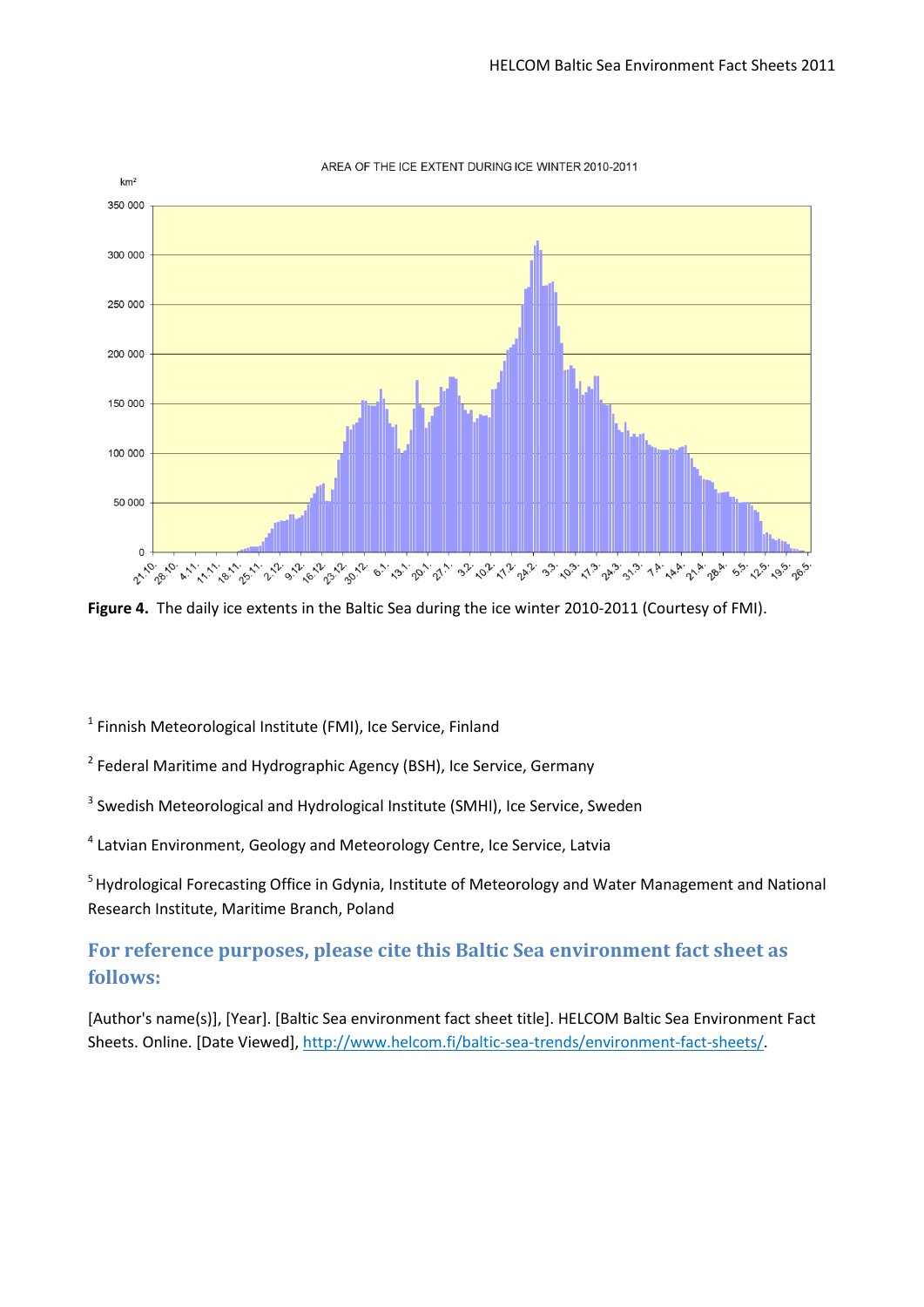AREA OF THE ICE EXTENT DURING ICE WINTER 2010-2011

km²

350 000
300 000
250 000
200 000
150 000
100 000
50 000
0

21.10. 28.10. 4.11. 11.11. 18.11. 25.11. 2.12. 9.12. 16.12. 23.12. 30.12. 6.1. 13.1. 20.1. 27.1. 3.2. 10.2. 17.2. 24.2. 3.3. 10.3. 17.3. 24.3. 31.3. 7.4. 14.4. 21.4. 28.4. 5.5. 12.5. 19.5. 26.5.

**Figure 4.** The daily ice extents in the Baltic Sea during the ice winter 2010-2011 (Courtesy of FMI).

[1] Finnish Meteorological Institute (FMI), Ice Service, Finland

[2] Federal Maritime and Hydrographic Agency (BSH), Ice Service, Germany

[3] Swedish Meteorological and Hydrological Institute (SMHI), Ice Service, Sweden

[4] Latvian Environment, Geology and Meteorology Centre, Ice Service, Latvia

[5] Hydrological Forecasting Office in Gdynia, Institute of Meteorology and Water Management and National Research Institute, Maritime Branch, Poland

## For reference purposes, please cite this Baltic Sea environment fact sheet as follows:

[Author's name(s)], [Year]. [Baltic Sea environment fact sheet title]. HELCOM Baltic Sea Environment Fact Sheets. Online. [Date Viewed], http://www.helcom.fi/baltic-sea-trends/environment-fact-sheets/.